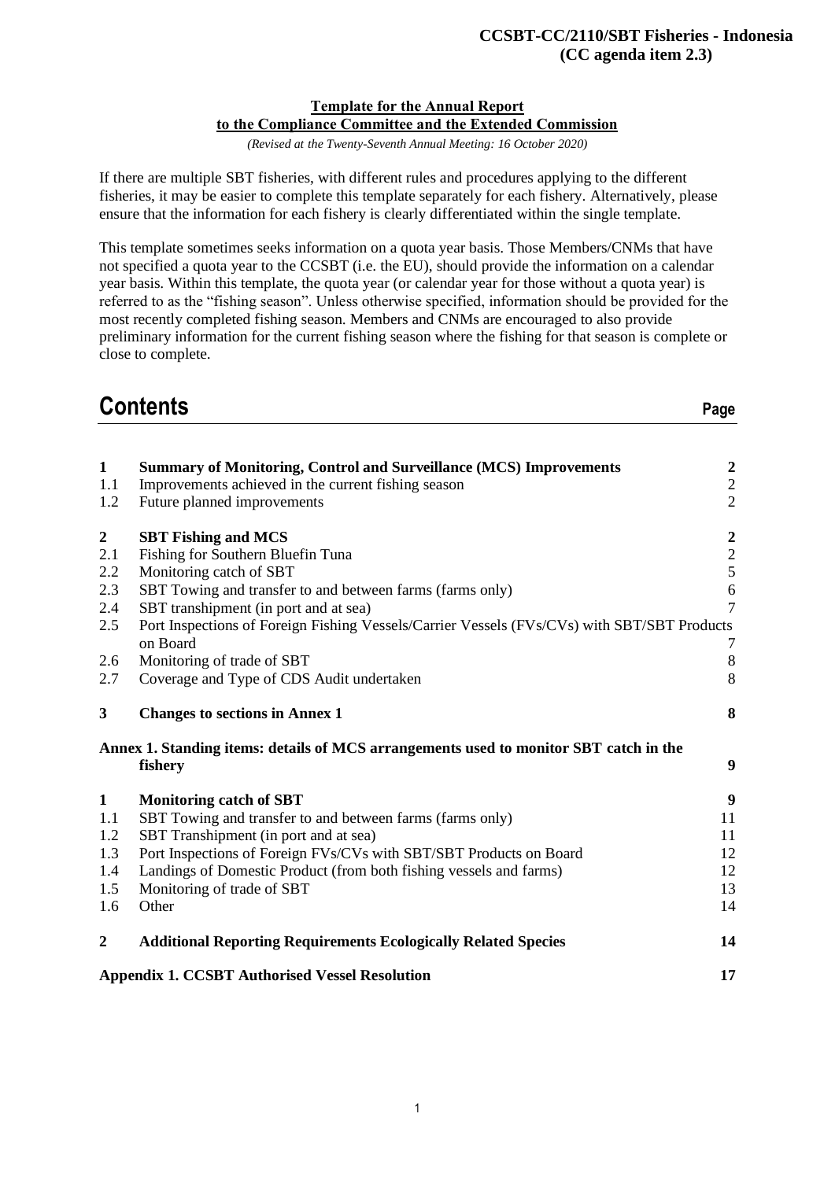**CCSBT-CC/2110/SBT Fisheries - Indonesia**
**(CC agenda item 2.3)**

**Template for the Annual Report**
**to the Compliance Committee and the Extended Commission**

*(Revised at the Twenty-Seventh Annual Meeting: 16 October 2020)*

If there are multiple SBT fisheries, with different rules and procedures applying to the different fisheries, it may be easier to complete this template separately for each fishery. Alternatively, please ensure that the information for each fishery is clearly differentiated within the single template.

This template sometimes seeks information on a quota year basis. Those Members/CNMs that have not specified a quota year to the CCSBT (i.e. the EU), should provide the information on a calendar year basis. Within this template, the quota year (or calendar year for those without a quota year) is referred to as the "fishing season". Unless otherwise specified, information should be provided for the most recently completed fishing season. Members and CNMs are encouraged to also provide preliminary information for the current fishing season where the fishing for that season is complete or close to complete.

# Contents

| | | Page |
|---|---|---|
| **1** | **Summary of Monitoring, Control and Surveillance (MCS) Improvements** | **2** |
| 1.1 | Improvements achieved in the current fishing season | 2 |
| 1.2 | Future planned improvements | 2 |
| **2** | **SBT Fishing and MCS** | **2** |
| 2.1 | Fishing for Southern Bluefin Tuna | 2 |
| 2.2 | Monitoring catch of SBT | 5 |
| 2.3 | SBT Towing and transfer to and between farms (farms only) | 6 |
| 2.4 | SBT transhipment (in port and at sea) | 7 |
| 2.5 | Port Inspections of Foreign Fishing Vessels/Carrier Vessels (FVs/CVs) with SBT/SBT Products on Board | 7 |
| 2.6 | Monitoring of trade of SBT | 8 |
| 2.7 | Coverage and Type of CDS Audit undertaken | 8 |
| **3** | **Changes to sections in Annex 1** | **8** |
| | **Annex 1. Standing items: details of MCS arrangements used to monitor SBT catch in the fishery** | **9** |
| **1** | **Monitoring catch of SBT** | **9** |
| 1.1 | SBT Towing and transfer to and between farms (farms only) | 11 |
| 1.2 | SBT Transhipment (in port and at sea) | 11 |
| 1.3 | Port Inspections of Foreign FVs/CVs with SBT/SBT Products on Board | 12 |
| 1.4 | Landings of Domestic Product (from both fishing vessels and farms) | 12 |
| 1.5 | Monitoring of trade of SBT | 13 |
| 1.6 | Other | 14 |
| **2** | **Additional Reporting Requirements Ecologically Related Species** | **14** |
| | **Appendix 1. CCSBT Authorised Vessel Resolution** | **17** |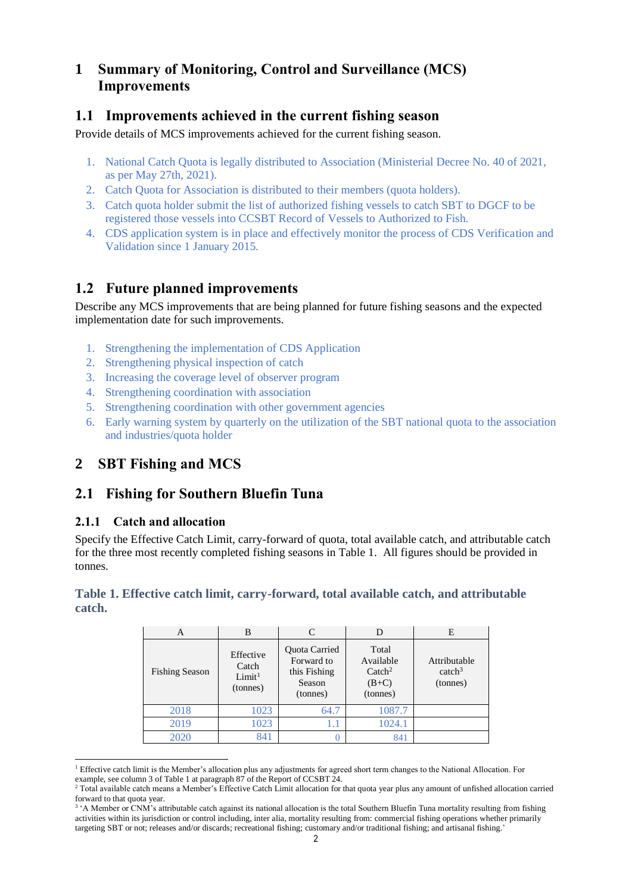# 1 Summary of Monitoring, Control and Surveillance (MCS) Improvements

## 1.1 Improvements achieved in the current fishing season

Provide details of MCS improvements achieved for the current fishing season.

1. National Catch Quota is legally distributed to Association (Ministerial Decree No. 40 of 2021, as per May 27th, 2021).
2. Catch Quota for Association is distributed to their members (quota holders).
3. Catch quota holder submit the list of authorized fishing vessels to catch SBT to DGCF to be registered those vessels into CCSBT Record of Vessels to Authorized to Fish.
4. CDS application system is in place and effectively monitor the process of CDS Verification and Validation since 1 January 2015.

## 1.2 Future planned improvements

Describe any MCS improvements that are being planned for future fishing seasons and the expected implementation date for such improvements.

1. Strengthening the implementation of CDS Application
2. Strengthening physical inspection of catch
3. Increasing the coverage level of observer program
4. Strengthening coordination with association
5. Strengthening coordination with other government agencies
6. Early warning system by quarterly on the utilization of the SBT national quota to the association and industries/quota holder

# 2 SBT Fishing and MCS

## 2.1 Fishing for Southern Bluefin Tuna

### 2.1.1 Catch and allocation

Specify the Effective Catch Limit, carry-forward of quota, total available catch, and attributable catch for the three most recently completed fishing seasons in Table 1. All figures should be provided in tonnes.

**Table 1. Effective catch limit, carry-forward, total available catch, and attributable catch.**

| A | B | C | D | E |
|---|---|---|---|---|
| Fishing Season | Effective Catch Limit[1] (tonnes) | Quota Carried Forward to this Fishing Season (tonnes) | Total Available Catch[2] (B+C) (tonnes) | Attributable catch[3] (tonnes) |
| 2018 | 1023 | 64.7 | 1087.7 | |
| 2019 | 1023 | 1.1 | 1024.1 | |
| 2020 | 841 | 0 | 841 | |

[1] Effective catch limit is the Member's allocation plus any adjustments for agreed short term changes to the National Allocation. For example, see column 3 of Table 1 at paragraph 87 of the Report of CCSBT 24.

[2] Total available catch means a Member's Effective Catch Limit allocation for that quota year plus any amount of unfished allocation carried forward to that quota year.

[3] 'A Member or CNM's attributable catch against its national allocation is the total Southern Bluefin Tuna mortality resulting from fishing activities within its jurisdiction or control including, inter alia, mortality resulting from: commercial fishing operations whether primarily targeting SBT or not; releases and/or discards; recreational fishing; customary and/or traditional fishing; and artisanal fishing.'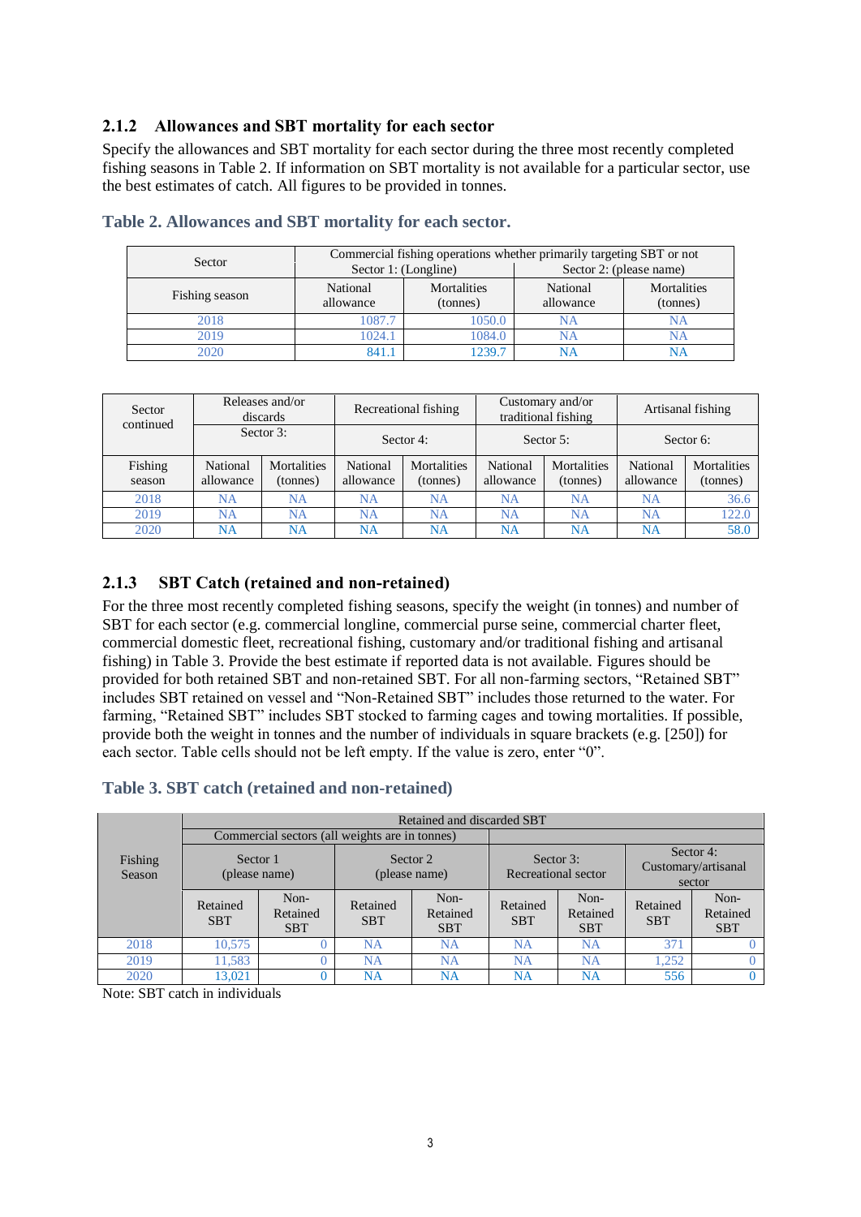### 2.1.2 Allowances and SBT mortality for each sector

Specify the allowances and SBT mortality for each sector during the three most recently completed fishing seasons in Table 2. If information on SBT mortality is not available for a particular sector, use the best estimates of catch. All figures to be provided in tonnes.

**Table 2. Allowances and SBT mortality for each sector.**

| Sector | Commercial fishing operations whether primarily targeting SBT or not | | | |
|---|---|---|---|---|
| | Sector 1: (Longline) | | Sector 2: (please name) | |
| Fishing season | National allowance | Mortalities (tonnes) | National allowance | Mortalities (tonnes) |
| 2018 | 1087.7 | 1050.0 | NA | NA |
| 2019 | 1024.1 | 1084.0 | NA | NA |
| 2020 | 841.1 | 1239.7 | NA | NA |

| Sector continued | Releases and/or discards | | Recreational fishing | | Customary and/or traditional fishing | | Artisanal fishing | |
|---|---|---|---|---|---|---|---|---|
| | Sector 3: | | Sector 4: | | Sector 5: | | Sector 6: | |
| Fishing season | National allowance | Mortalities (tonnes) | National allowance | Mortalities (tonnes) | National allowance | Mortalities (tonnes) | National allowance | Mortalities (tonnes) |
| 2018 | NA | NA | NA | NA | NA | NA | NA | 36.6 |
| 2019 | NA | NA | NA | NA | NA | NA | NA | 122.0 |
| 2020 | NA | NA | NA | NA | NA | NA | NA | 58.0 |

### 2.1.3 SBT Catch (retained and non-retained)

For the three most recently completed fishing seasons, specify the weight (in tonnes) and number of SBT for each sector (e.g. commercial longline, commercial purse seine, commercial charter fleet, commercial domestic fleet, recreational fishing, customary and/or traditional fishing and artisanal fishing) in Table 3. Provide the best estimate if reported data is not available. Figures should be provided for both retained SBT and non-retained SBT. For all non-farming sectors, "Retained SBT" includes SBT retained on vessel and "Non-Retained SBT" includes those returned to the water. For farming, "Retained SBT" includes SBT stocked to farming cages and towing mortalities. If possible, provide both the weight in tonnes and the number of individuals in square brackets (e.g. [250]) for each sector. Table cells should not be left empty. If the value is zero, enter "0".

**Table 3. SBT catch (retained and non-retained)**

| Fishing Season | Retained and discarded SBT | | | | | | | |
|---|---|---|---|---|---|---|---|---|
| | Commercial sectors (all weights are in tonnes) | | | | | | | |
| | Sector 1 (please name) | | Sector 2 (please name) | | Sector 3: Recreational sector | | Sector 4: Customary/artisanal sector | |
| | Retained SBT | Non-Retained SBT | Retained SBT | Non-Retained SBT | Retained SBT | Non-Retained SBT | Retained SBT | Non-Retained SBT |
| 2018 | 10,575 | 0 | NA | NA | NA | NA | 371 | 0 |
| 2019 | 11,583 | 0 | NA | NA | NA | NA | 1,252 | 0 |
| 2020 | 13,021 | 0 | NA | NA | NA | NA | 556 | 0 |

Note: SBT catch in individuals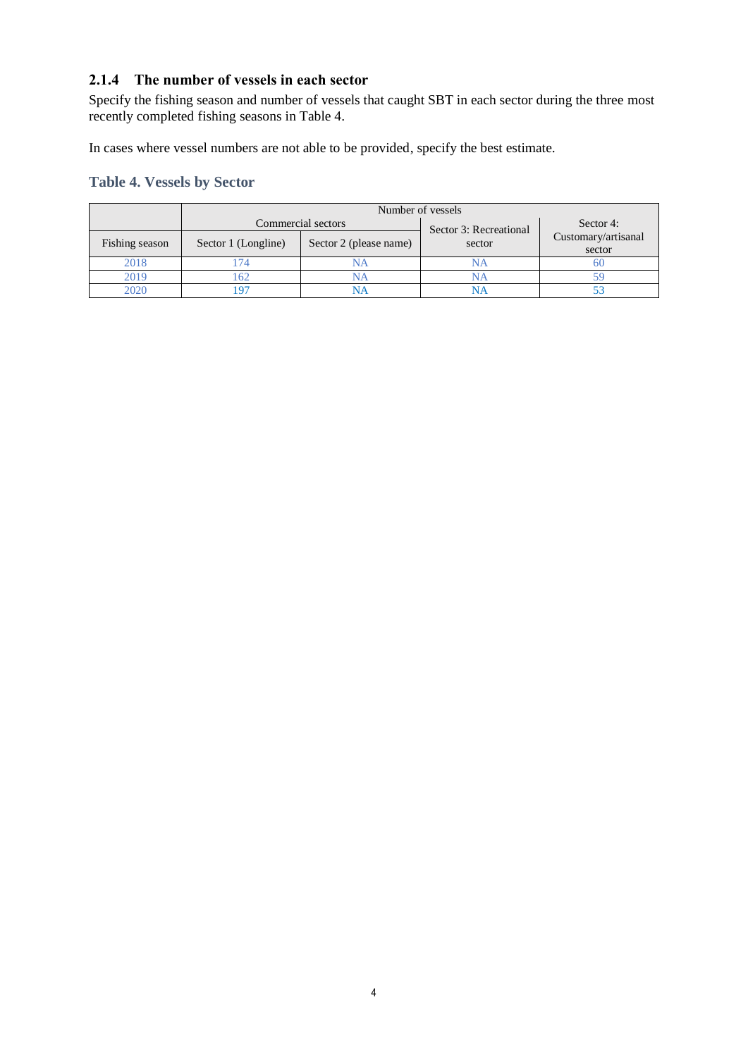### 2.1.4 The number of vessels in each sector

Specify the fishing season and number of vessels that caught SBT in each sector during the three most recently completed fishing seasons in Table 4.

In cases where vessel numbers are not able to be provided, specify the best estimate.

**Table 4. Vessels by Sector**

| | Number of vessels | | | |
|---|---|---|---|---|
| | Commercial sectors | | Sector 3: Recreational sector | Sector 4: Customary/artisanal sector |
| Fishing season | Sector 1 (Longline) | Sector 2 (please name) | | |
| 2018 | 174 | NA | NA | 60 |
| 2019 | 162 | NA | NA | 59 |
| 2020 | 197 | NA | NA | 53 |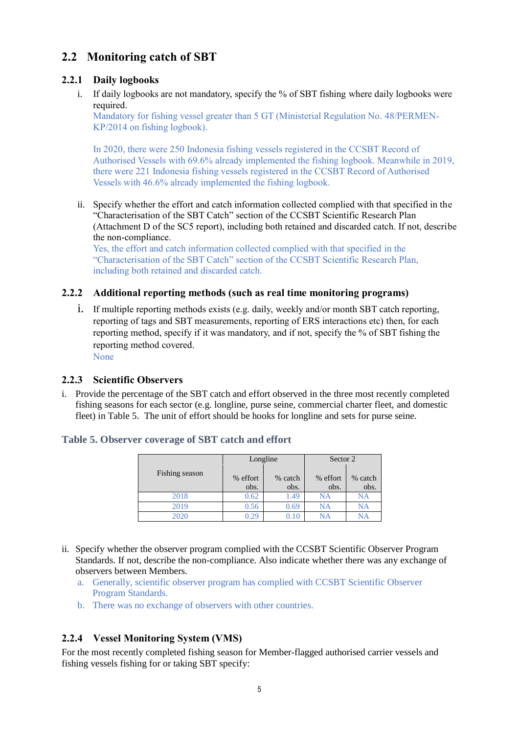## 2.2 Monitoring catch of SBT

### 2.2.1 Daily logbooks

i. If daily logbooks are not mandatory, specify the % of SBT fishing where daily logbooks were required.
   Mandatory for fishing vessel greater than 5 GT (Ministerial Regulation No. 48/PERMEN-KP/2014 on fishing logbook).

   In 2020, there were 250 Indonesia fishing vessels registered in the CCSBT Record of Authorised Vessels with 69.6% already implemented the fishing logbook. Meanwhile in 2019, there were 221 Indonesia fishing vessels registered in the CCSBT Record of Authorised Vessels with 46.6% already implemented the fishing logbook.

ii. Specify whether the effort and catch information collected complied with that specified in the "Characterisation of the SBT Catch" section of the CCSBT Scientific Research Plan (Attachment D of the SC5 report), including both retained and discarded catch. If not, describe the non-compliance.
   Yes, the effort and catch information collected complied with that specified in the "Characterisation of the SBT Catch" section of the CCSBT Scientific Research Plan, including both retained and discarded catch.

### 2.2.2 Additional reporting methods (such as real time monitoring programs)

i. If multiple reporting methods exists (e.g. daily, weekly and/or month SBT catch reporting, reporting of tags and SBT measurements, reporting of ERS interactions etc) then, for each reporting method, specify if it was mandatory, and if not, specify the % of SBT fishing the reporting method covered.
   None

### 2.2.3 Scientific Observers

i. Provide the percentage of the SBT catch and effort observed in the three most recently completed fishing seasons for each sector (e.g. longline, purse seine, commercial charter fleet, and domestic fleet) in Table 5. The unit of effort should be hooks for longline and sets for purse seine.

**Table 5. Observer coverage of SBT catch and effort**

| Fishing season | Longline | | Sector 2 | |
|---|---|---|---|---|
| | % effort obs. | % catch obs. | % effort obs. | % catch obs. |
| 2018 | 0.62 | 1.49 | NA | NA |
| 2019 | 0.56 | 0.69 | NA | NA |
| 2020 | 0.29 | 0.10 | NA | NA |

ii. Specify whether the observer program complied with the CCSBT Scientific Observer Program Standards. If not, describe the non-compliance. Also indicate whether there was any exchange of observers between Members.
   a. Generally, scientific observer program has complied with CCSBT Scientific Observer Program Standards.
   b. There was no exchange of observers with other countries.

### 2.2.4 Vessel Monitoring System (VMS)

For the most recently completed fishing season for Member-flagged authorised carrier vessels and fishing vessels fishing for or taking SBT specify: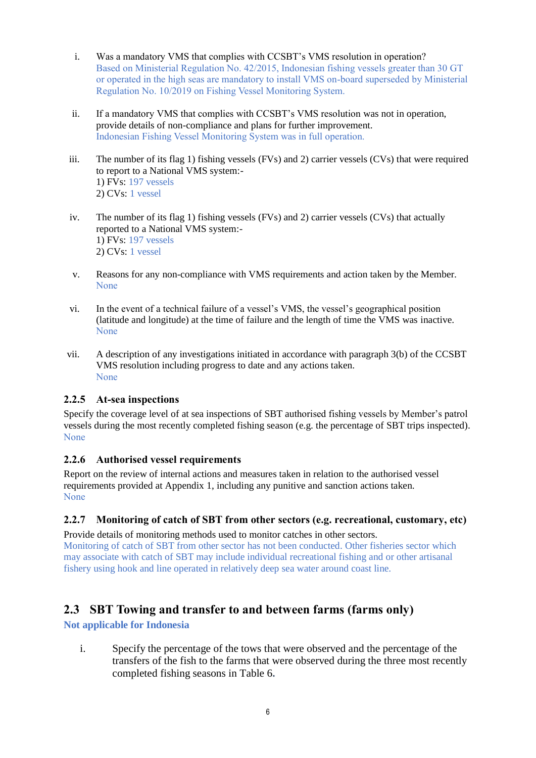i. Was a mandatory VMS that complies with CCSBT's VMS resolution in operation?
Based on Ministerial Regulation No. 42/2015, Indonesian fishing vessels greater than 30 GT or operated in the high seas are mandatory to install VMS on-board superseded by Ministerial Regulation No. 10/2019 on Fishing Vessel Monitoring System.

ii. If a mandatory VMS that complies with CCSBT's VMS resolution was not in operation, provide details of non-compliance and plans for further improvement.
Indonesian Fishing Vessel Monitoring System was in full operation.

iii. The number of its flag 1) fishing vessels (FVs) and 2) carrier vessels (CVs) that were required to report to a National VMS system:-
1) FVs: 197 vessels
2) CVs: 1 vessel

iv. The number of its flag 1) fishing vessels (FVs) and 2) carrier vessels (CVs) that actually reported to a National VMS system:-
1) FVs: 197 vessels
2) CVs: 1 vessel

v. Reasons for any non-compliance with VMS requirements and action taken by the Member.
None

vi. In the event of a technical failure of a vessel's VMS, the vessel's geographical position (latitude and longitude) at the time of failure and the length of time the VMS was inactive.
None

vii. A description of any investigations initiated in accordance with paragraph 3(b) of the CCSBT VMS resolution including progress to date and any actions taken.
None

### 2.2.5 At-sea inspections

Specify the coverage level of at sea inspections of SBT authorised fishing vessels by Member's patrol vessels during the most recently completed fishing season (e.g. the percentage of SBT trips inspected).
None

### 2.2.6 Authorised vessel requirements

Report on the review of internal actions and measures taken in relation to the authorised vessel requirements provided at Appendix 1, including any punitive and sanction actions taken.
None

### 2.2.7 Monitoring of catch of SBT from other sectors (e.g. recreational, customary, etc)

Provide details of monitoring methods used to monitor catches in other sectors.
Monitoring of catch of SBT from other sector has not been conducted. Other fisheries sector which may associate with catch of SBT may include individual recreational fishing and or other artisanal fishery using hook and line operated in relatively deep sea water around coast line.

## 2.3 SBT Towing and transfer to and between farms (farms only)

**Not applicable for Indonesia**

i. Specify the percentage of the tows that were observed and the percentage of the transfers of the fish to the farms that were observed during the three most recently completed fishing seasons in Table 6.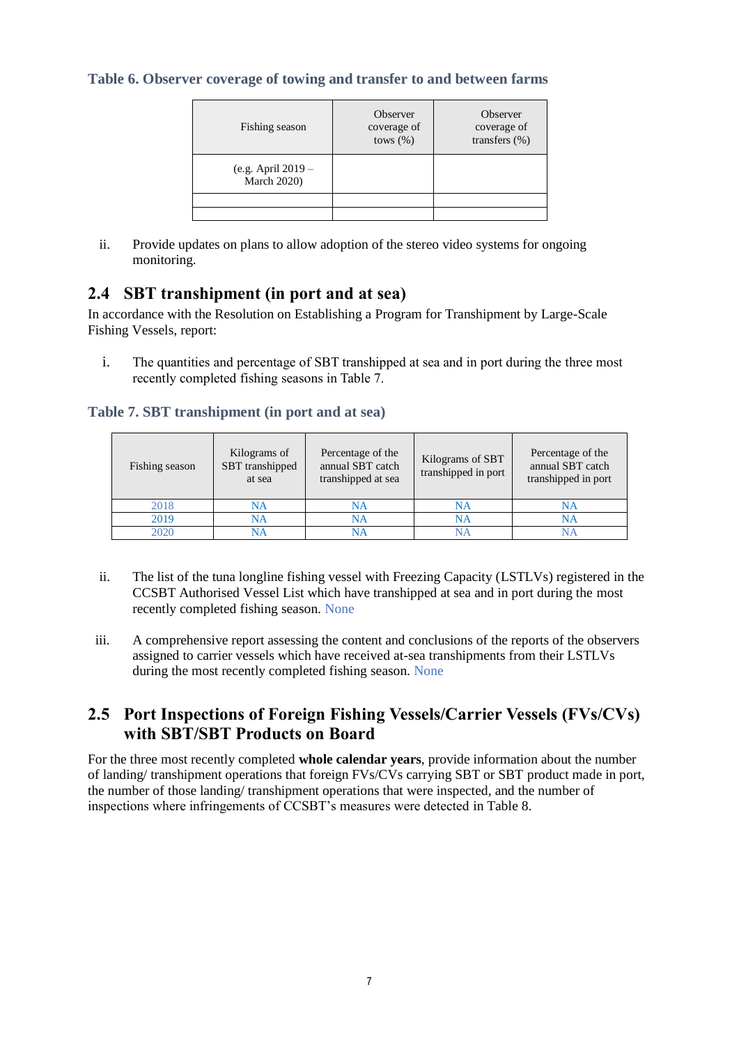**Table 6. Observer coverage of towing and transfer to and between farms**

| Fishing season | Observer coverage of tows (%) | Observer coverage of transfers (%) |
|---|---|---|
| (e.g. April 2019 – March 2020) | | |
| | | |
| | | |

ii. Provide updates on plans to allow adoption of the stereo video systems for ongoing monitoring.

## 2.4 SBT transhipment (in port and at sea)

In accordance with the Resolution on Establishing a Program for Transhipment by Large-Scale Fishing Vessels, report:

i. The quantities and percentage of SBT transhipped at sea and in port during the three most recently completed fishing seasons in Table 7.

**Table 7. SBT transhipment (in port and at sea)**

| Fishing season | Kilograms of SBT transhipped at sea | Percentage of the annual SBT catch transhipped at sea | Kilograms of SBT transhipped in port | Percentage of the annual SBT catch transhipped in port |
|---|---|---|---|---|
| 2018 | NA | NA | NA | NA |
| 2019 | NA | NA | NA | NA |
| 2020 | NA | NA | NA | NA |

ii. The list of the tuna longline fishing vessel with Freezing Capacity (LSTLVs) registered in the CCSBT Authorised Vessel List which have transhipped at sea and in port during the most recently completed fishing season. None

iii. A comprehensive report assessing the content and conclusions of the reports of the observers assigned to carrier vessels which have received at-sea transhipments from their LSTLVs during the most recently completed fishing season. None

## 2.5 Port Inspections of Foreign Fishing Vessels/Carrier Vessels (FVs/CVs) with SBT/SBT Products on Board

For the three most recently completed **whole calendar years**, provide information about the number of landing/ transhipment operations that foreign FVs/CVs carrying SBT or SBT product made in port, the number of those landing/ transhipment operations that were inspected, and the number of inspections where infringements of CCSBT's measures were detected in Table 8.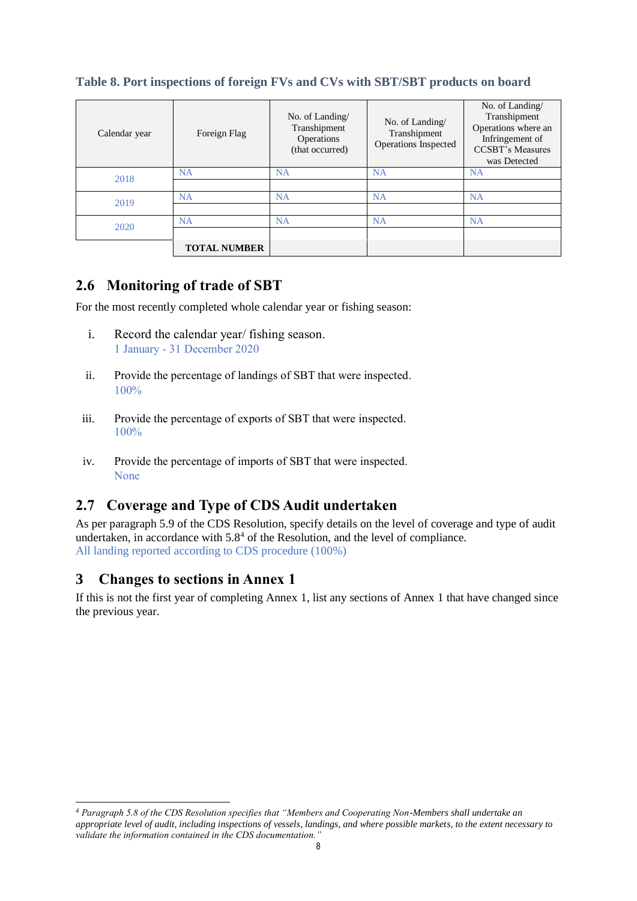**Table 8. Port inspections of foreign FVs and CVs with SBT/SBT products on board**

| Calendar year | Foreign Flag | No. of Landing/ Transhipment Operations (that occurred) | No. of Landing/ Transhipment Operations Inspected | No. of Landing/ Transhipment Operations where an Infringement of CCSBT's Measures was Detected |
|---|---|---|---|---|
| 2018 | NA | NA | NA | NA |
| | | | | |
| 2019 | NA | NA | NA | NA |
| | | | | |
| 2020 | NA | NA | NA | NA |
| | | | | |
| | **TOTAL NUMBER** | | | |

## 2.6 Monitoring of trade of SBT

For the most recently completed whole calendar year or fishing season:

i. Record the calendar year/ fishing season.
   1 January - 31 December 2020

ii. Provide the percentage of landings of SBT that were inspected.
   100%

iii. Provide the percentage of exports of SBT that were inspected.
   100%

iv. Provide the percentage of imports of SBT that were inspected.
   None

## 2.7 Coverage and Type of CDS Audit undertaken

As per paragraph 5.9 of the CDS Resolution, specify details on the level of coverage and type of audit undertaken, in accordance with 5.8[4] of the Resolution, and the level of compliance.
All landing reported according to CDS procedure (100%)

# 3 Changes to sections in Annex 1

If this is not the first year of completing Annex 1, list any sections of Annex 1 that have changed since the previous year.

---

[4] *Paragraph 5.8 of the CDS Resolution specifies that "Members and Cooperating Non-Members shall undertake an appropriate level of audit, including inspections of vessels, landings, and where possible markets, to the extent necessary to validate the information contained in the CDS documentation."*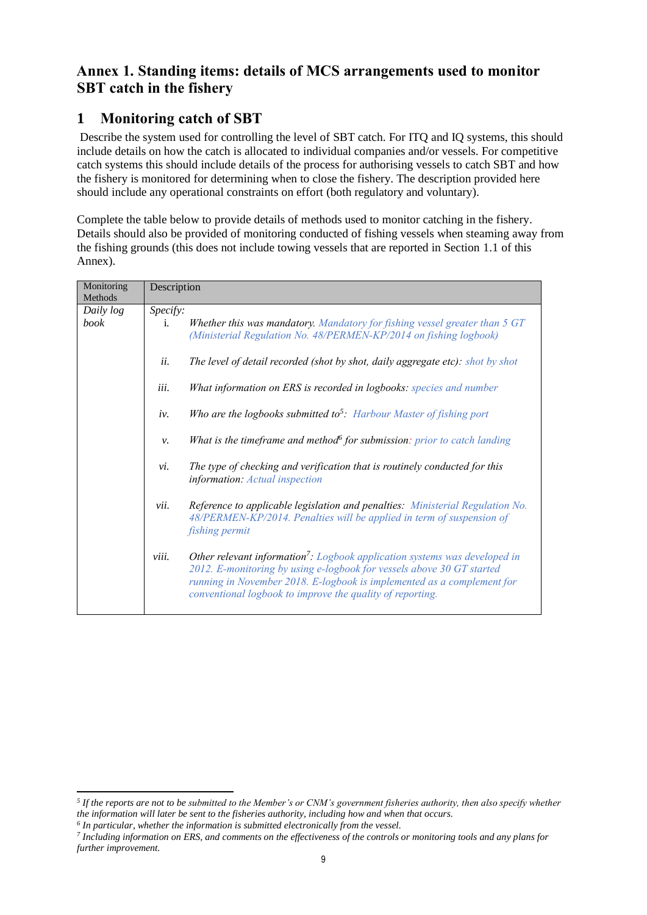## Annex 1. Standing items: details of MCS arrangements used to monitor SBT catch in the fishery

## 1 Monitoring catch of SBT

Describe the system used for controlling the level of SBT catch. For ITQ and IQ systems, this should include details on how the catch is allocated to individual companies and/or vessels. For competitive catch systems this should include details of the process for authorising vessels to catch SBT and how the fishery is monitored for determining when to close the fishery. The description provided here should include any operational constraints on effort (both regulatory and voluntary).

Complete the table below to provide details of methods used to monitor catching in the fishery. Details should also be provided of monitoring conducted of fishing vessels when steaming away from the fishing grounds (this does not include towing vessels that are reported in Section 1.1 of this Annex).

| Monitoring Methods | Description |
|---|---|
| *Daily log book* | *Specify:*<br>i. *Whether this was mandatory.* *Mandatory for fishing vessel greater than 5 GT (Ministerial Regulation No. 48/PERMEN-KP/2014 on fishing logbook)*<br><br>*ii. The level of detail recorded (shot by shot, daily aggregate etc): shot by shot*<br><br>*iii. What information on ERS is recorded in logbooks: species and number*<br><br>*iv. Who are the logbooks submitted to*[5]*: Harbour Master of fishing port*<br><br>*v. What is the timeframe and method*[6] *for submission: prior to catch landing*<br><br>*vi. The type of checking and verification that is routinely conducted for this information: Actual inspection*<br><br>*vii. Reference to applicable legislation and penalties: Ministerial Regulation No. 48/PERMEN-KP/2014. Penalties will be applied in term of suspension of fishing permit*<br><br>*viii. Other relevant information*[7]*: Logbook application systems was developed in 2012. E-monitoring by using e-logbook for vessels above 30 GT started running in November 2018. E-logbook is implemented as a complement for conventional logbook to improve the quality of reporting.* |

*[5] If the reports are not to be submitted to the Member's or CNM's government fisheries authority, then also specify whether the information will later be sent to the fisheries authority, including how and when that occurs.*

*[6] In particular, whether the information is submitted electronically from the vessel.*

*[7] Including information on ERS, and comments on the effectiveness of the controls or monitoring tools and any plans for further improvement.*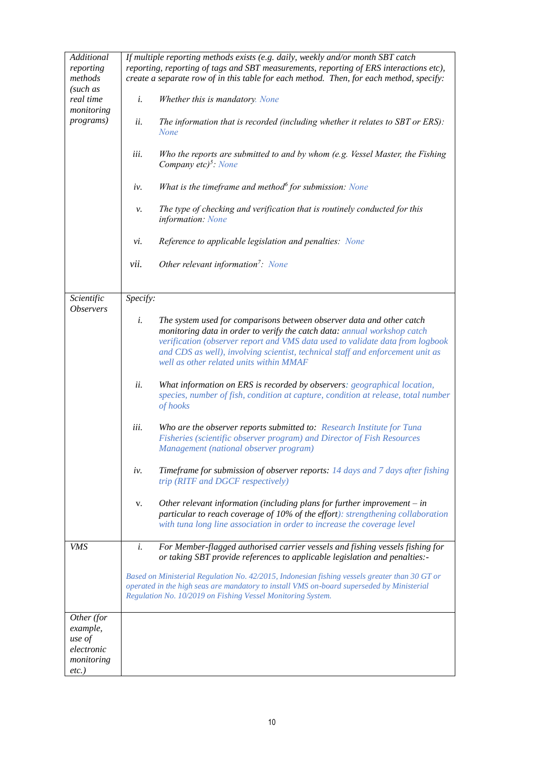| | |
|---|---|
| *Additional reporting methods (such as real time monitoring programs)* | *If multiple reporting methods exists (e.g. daily, weekly and/or month SBT catch reporting, reporting of tags and SBT measurements, reporting of ERS interactions etc), create a separate row of in this table for each method. Then, for each method, specify:*<br><br>*i.* *Whether this is mandatory.* None<br><br>*ii.* *The information that is recorded (including whether it relates to SBT or ERS):* None<br><br>*iii.* *Who the reports are submitted to and by whom (e.g. Vessel Master, the Fishing Company etc)[5]:* None<br><br>*iv.* *What is the timeframe and method[6] for submission:* None<br><br>*v.* *The type of checking and verification that is routinely conducted for this information:* None<br><br>*vi.* *Reference to applicable legislation and penalties:* None<br><br>*vii.* *Other relevant information[7]:* None |
| *Scientific Observers* | *Specify:*<br><br>*i.* *The system used for comparisons between observer data and other catch monitoring data in order to verify the catch data:* annual workshop catch verification (observer report and VMS data used to validate data from logbook and CDS as well), involving scientist, technical staff and enforcement unit as well as other related units within MMAF<br><br>*ii.* *What information on ERS is recorded by observers:* geographical location, species, number of fish, condition at capture, condition at release, total number of hooks<br><br>*iii.* *Who are the observer reports submitted to:* Research Institute for Tuna Fisheries (scientific observer program) and Director of Fish Resources Management (national observer program)<br><br>*iv.* *Timeframe for submission of observer reports:* 14 days and 7 days after fishing trip (RITF and DGCF respectively)<br><br>v. *Other relevant information (including plans for further improvement – in particular to reach coverage of 10% of the effort):* strengthening collaboration with tuna long line association in order to increase the coverage level |
| *VMS* | *i.* *For Member-flagged authorised carrier vessels and fishing vessels fishing for or taking SBT provide references to applicable legislation and penalties:-*<br><br>Based on Ministerial Regulation No. 42/2015, Indonesian fishing vessels greater than 30 GT or operated in the high seas are mandatory to install VMS on-board superseded by Ministerial Regulation No. 10/2019 on Fishing Vessel Monitoring System. |
| *Other (for example, use of electronic monitoring etc.)* | |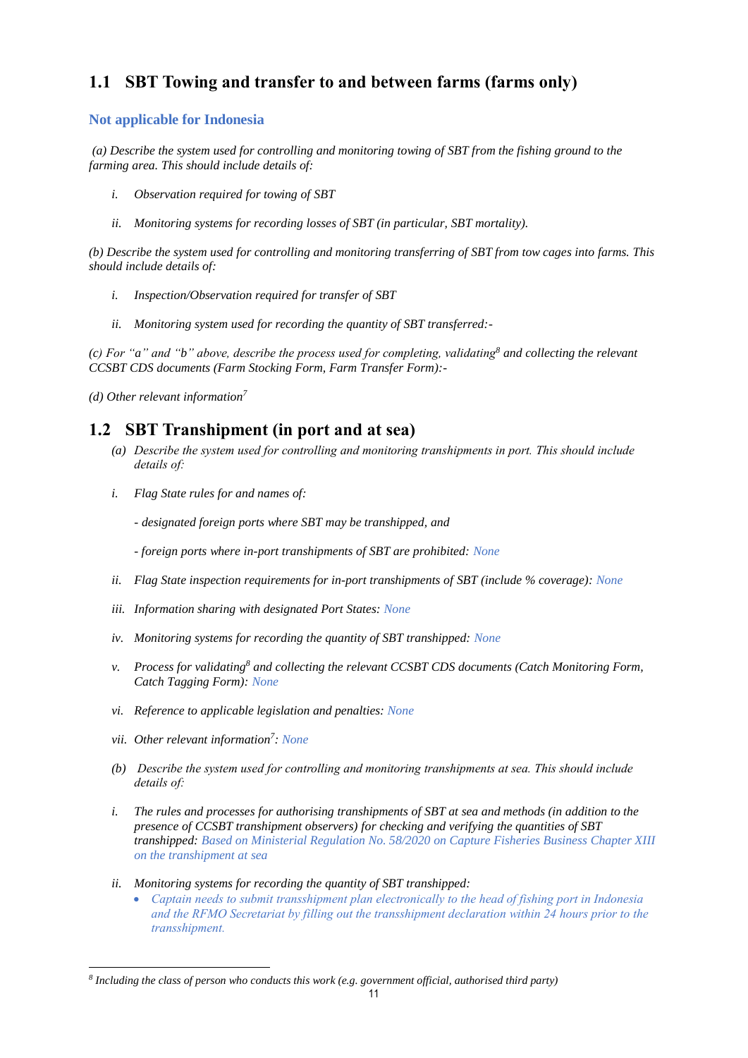## 1.1 SBT Towing and transfer to and between farms (farms only)

**Not applicable for Indonesia**

*(a) Describe the system used for controlling and monitoring towing of SBT from the fishing ground to the farming area. This should include details of:*

*i. Observation required for towing of SBT*

*ii. Monitoring systems for recording losses of SBT (in particular, SBT mortality).*

*(b) Describe the system used for controlling and monitoring transferring of SBT from tow cages into farms. This should include details of:*

*i. Inspection/Observation required for transfer of SBT*

*ii. Monitoring system used for recording the quantity of SBT transferred:-*

*(c) For "a" and "b" above, describe the process used for completing, validating[8] and collecting the relevant CCSBT CDS documents (Farm Stocking Form, Farm Transfer Form):-*

*(d) Other relevant information[7]*

## 1.2 SBT Transhipment (in port and at sea)

*(a) Describe the system used for controlling and monitoring transhipments in port. This should include details of:*

*i. Flag State rules for and names of:*

*- designated foreign ports where SBT may be transhipped, and*

*- foreign ports where in-port transhipments of SBT are prohibited:* None

*ii. Flag State inspection requirements for in-port transhipments of SBT (include % coverage):* None

*iii. Information sharing with designated Port States:* None

*iv. Monitoring systems for recording the quantity of SBT transhipped:* None

*v. Process for validating[8] and collecting the relevant CCSBT CDS documents (Catch Monitoring Form, Catch Tagging Form):* None

*vi. Reference to applicable legislation and penalties:* None

*vii. Other relevant information[7]:* None

*(b) Describe the system used for controlling and monitoring transhipments at sea. This should include details of:*

*i. The rules and processes for authorising transhipments of SBT at sea and methods (in addition to the presence of CCSBT transhipment observers) for checking and verifying the quantities of SBT transhipped:* Based on Ministerial Regulation No. 58/2020 on Capture Fisheries Business Chapter XIII on the transhipment at sea

*ii. Monitoring systems for recording the quantity of SBT transhipped:*

- Captain needs to submit transshipment plan electronically to the head of fishing port in Indonesia and the RFMO Secretariat by filling out the transshipment declaration within 24 hours prior to the transshipment.

---

[8] *Including the class of person who conducts this work (e.g. government official, authorised third party)*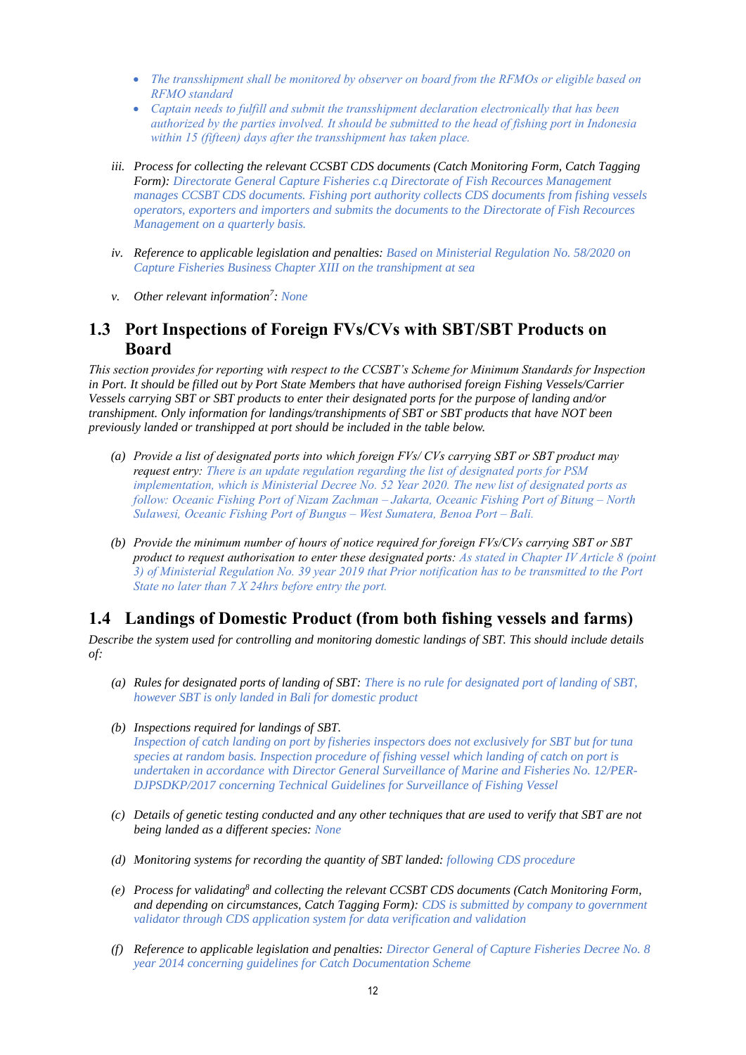- *The transshipment shall be monitored by observer on board from the RFMOs or eligible based on RFMO standard*
- *Captain needs to fulfill and submit the transshipment declaration electronically that has been authorized by the parties involved. It should be submitted to the head of fishing port in Indonesia within 15 (fifteen) days after the transshipment has taken place.*

iii. *Process for collecting the relevant CCSBT CDS documents (Catch Monitoring Form, Catch Tagging Form): Directorate General Capture Fisheries c.q Directorate of Fish Recources Management manages CCSBT CDS documents. Fishing port authority collects CDS documents from fishing vessels operators, exporters and importers and submits the documents to the Directorate of Fish Recources Management on a quarterly basis.*

iv. *Reference to applicable legislation and penalties: Based on Ministerial Regulation No. 58/2020 on Capture Fisheries Business Chapter XIII on the transhipment at sea*

v. *Other relevant information[7]: None*

## 1.3 Port Inspections of Foreign FVs/CVs with SBT/SBT Products on Board

*This section provides for reporting with respect to the CCSBT's Scheme for Minimum Standards for Inspection in Port. It should be filled out by Port State Members that have authorised foreign Fishing Vessels/Carrier Vessels carrying SBT or SBT products to enter their designated ports for the purpose of landing and/or transhipment. Only information for landings/transhipments of SBT or SBT products that have NOT been previously landed or transhipped at port should be included in the table below.*

(a) *Provide a list of designated ports into which foreign FVs/ CVs carrying SBT or SBT product may request entry: There is an update regulation regarding the list of designated ports for PSM implementation, which is Ministerial Decree No. 52 Year 2020. The new list of designated ports as follow: Oceanic Fishing Port of Nizam Zachman – Jakarta, Oceanic Fishing Port of Bitung – North Sulawesi, Oceanic Fishing Port of Bungus – West Sumatera, Benoa Port – Bali.*

(b) *Provide the minimum number of hours of notice required for foreign FVs/CVs carrying SBT or SBT product to request authorisation to enter these designated ports: As stated in Chapter IV Article 8 (point 3) of Ministerial Regulation No. 39 year 2019 that Prior notification has to be transmitted to the Port State no later than 7 X 24hrs before entry the port.*

## 1.4 Landings of Domestic Product (from both fishing vessels and farms)

*Describe the system used for controlling and monitoring domestic landings of SBT. This should include details of:*

(a) *Rules for designated ports of landing of SBT: There is no rule for designated port of landing of SBT, however SBT is only landed in Bali for domestic product*

(b) *Inspections required for landings of SBT.*
*Inspection of catch landing on port by fisheries inspectors does not exclusively for SBT but for tuna species at random basis. Inspection procedure of fishing vessel which landing of catch on port is undertaken in accordance with Director General Surveillance of Marine and Fisheries No. 12/PER-DJPSDKP/2017 concerning Technical Guidelines for Surveillance of Fishing Vessel*

(c) *Details of genetic testing conducted and any other techniques that are used to verify that SBT are not being landed as a different species: None*

(d) *Monitoring systems for recording the quantity of SBT landed: following CDS procedure*

(e) *Process for validating[8] and collecting the relevant CCSBT CDS documents (Catch Monitoring Form, and depending on circumstances, Catch Tagging Form): CDS is submitted by company to government validator through CDS application system for data verification and validation*

(f) *Reference to applicable legislation and penalties: Director General of Capture Fisheries Decree No. 8 year 2014 concerning guidelines for Catch Documentation Scheme*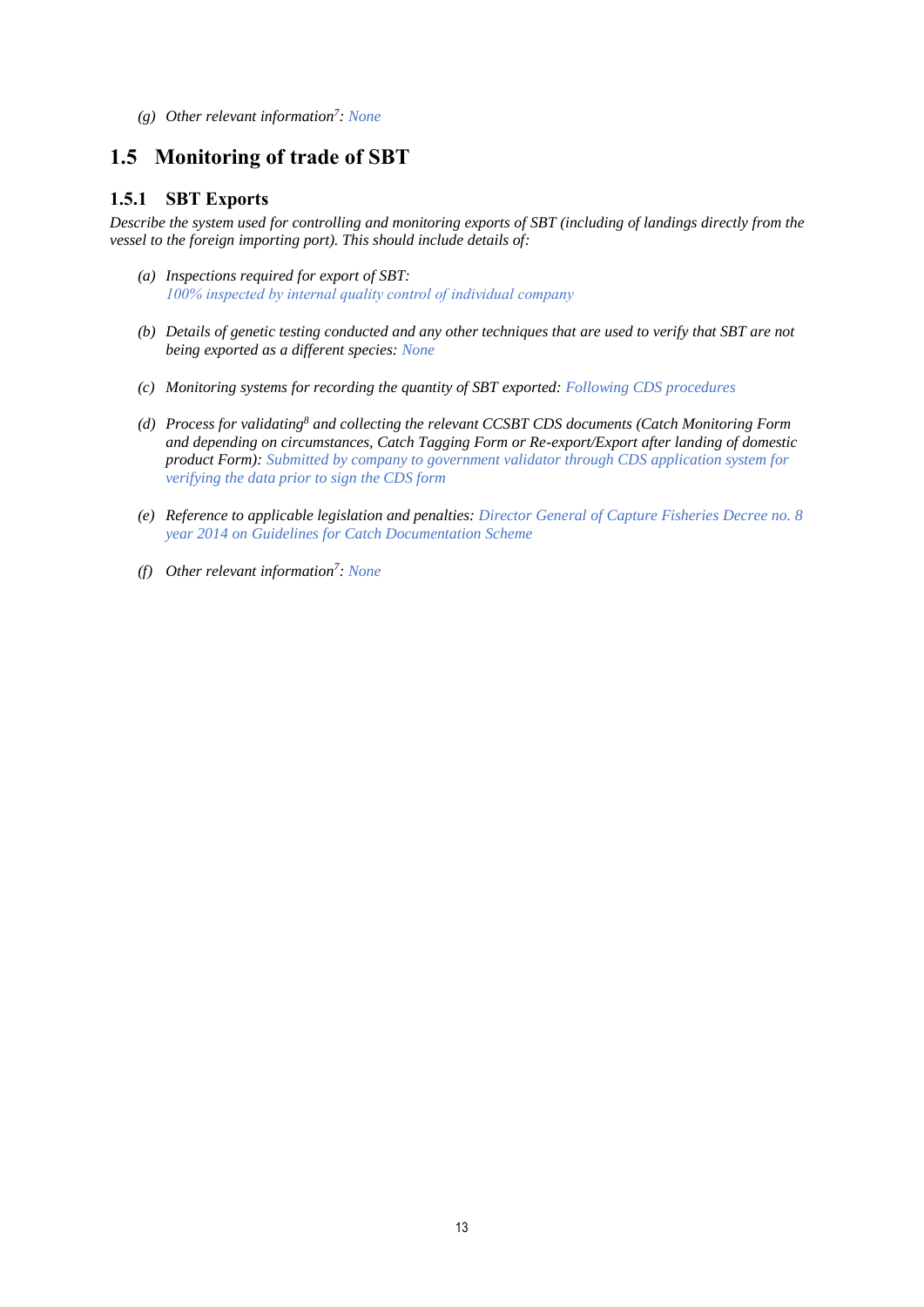(g) *Other relevant information*[7]*:* None

## 1.5 Monitoring of trade of SBT

### 1.5.1 SBT Exports

*Describe the system used for controlling and monitoring exports of SBT (including of landings directly from the vessel to the foreign importing port). This should include details of:*

(a) *Inspections required for export of SBT:*
100% inspected by internal quality control of individual company

(b) *Details of genetic testing conducted and any other techniques that are used to verify that SBT are not being exported as a different species:* None

(c) *Monitoring systems for recording the quantity of SBT exported:* Following CDS procedures

(d) *Process for validating*[8] *and collecting the relevant CCSBT CDS documents (Catch Monitoring Form and depending on circumstances, Catch Tagging Form or Re-export/Export after landing of domestic product Form):* Submitted by company to government validator through CDS application system for verifying the data prior to sign the CDS form

(e) *Reference to applicable legislation and penalties:* Director General of Capture Fisheries Decree no. 8 year 2014 on Guidelines for Catch Documentation Scheme

(f) *Other relevant information*[7]*:* None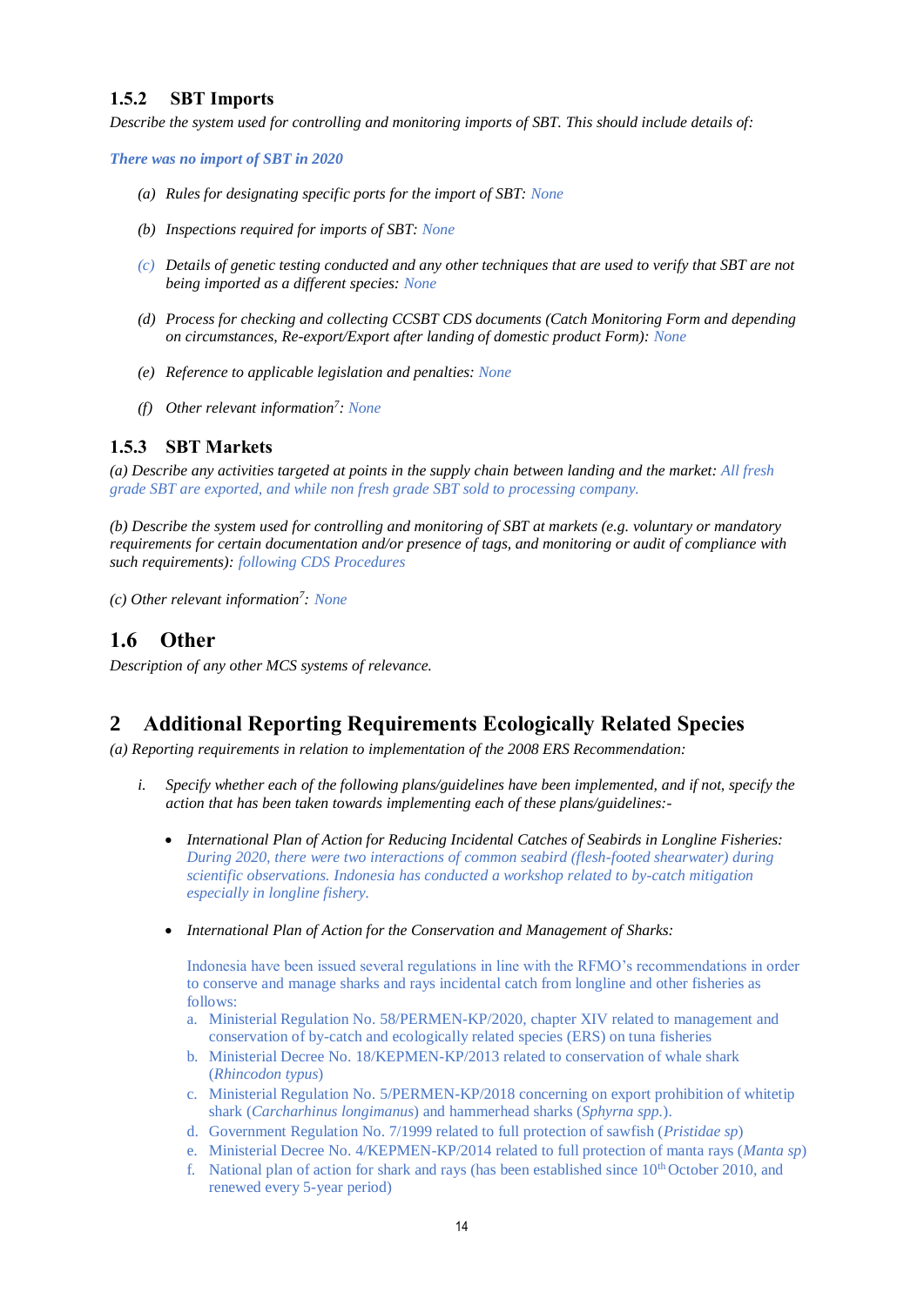### 1.5.2 SBT Imports

*Describe the system used for controlling and monitoring imports of SBT. This should include details of:*

***There was no import of SBT in 2020***

- (a) *Rules for designating specific ports for the import of SBT:* None
- (b) *Inspections required for imports of SBT:* None
- (c) *Details of genetic testing conducted and any other techniques that are used to verify that SBT are not being imported as a different species:* None
- (d) *Process for checking and collecting CCSBT CDS documents (Catch Monitoring Form and depending on circumstances, Re-export/Export after landing of domestic product Form):* None
- (e) *Reference to applicable legislation and penalties:* None
- (f) *Other relevant information*[7]*:* None

### 1.5.3 SBT Markets

*(a) Describe any activities targeted at points in the supply chain between landing and the market:* All fresh grade SBT are exported, and while non fresh grade SBT sold to processing company.

*(b) Describe the system used for controlling and monitoring of SBT at markets (e.g. voluntary or mandatory requirements for certain documentation and/or presence of tags, and monitoring or audit of compliance with such requirements):* following CDS Procedures

*(c) Other relevant information*[7]*:* None

## 1.6 Other

*Description of any other MCS systems of relevance.*

# 2 Additional Reporting Requirements Ecologically Related Species

*(a) Reporting requirements in relation to implementation of the 2008 ERS Recommendation:*

i. *Specify whether each of the following plans/guidelines have been implemented, and if not, specify the action that has been taken towards implementing each of these plans/guidelines:-*

- *International Plan of Action for Reducing Incidental Catches of Seabirds in Longline Fisheries: During 2020, there were two interactions of common seabird (flesh-footed shearwater) during scientific observations. Indonesia has conducted a workshop related to by-catch mitigation especially in longline fishery.*

- *International Plan of Action for the Conservation and Management of Sharks:*

  Indonesia have been issued several regulations in line with the RFMO's recommendations in order to conserve and manage sharks and rays incidental catch from longline and other fisheries as follows:

  a. Ministerial Regulation No. 58/PERMEN-KP/2020, chapter XIV related to management and conservation of by-catch and ecologically related species (ERS) on tuna fisheries
  b. Ministerial Decree No. 18/KEPMEN-KP/2013 related to conservation of whale shark (*Rhincodon typus*)
  c. Ministerial Regulation No. 5/PERMEN-KP/2018 concerning on export prohibition of whitetip shark (*Carcharhinus longimanus*) and hammerhead sharks (*Sphyrna spp.*).
  d. Government Regulation No. 7/1999 related to full protection of sawfish (*Pristidae sp*)
  e. Ministerial Decree No. 4/KEPMEN-KP/2014 related to full protection of manta rays (*Manta sp*)
  f. National plan of action for shark and rays (has been established since 10th October 2010, and renewed every 5-year period)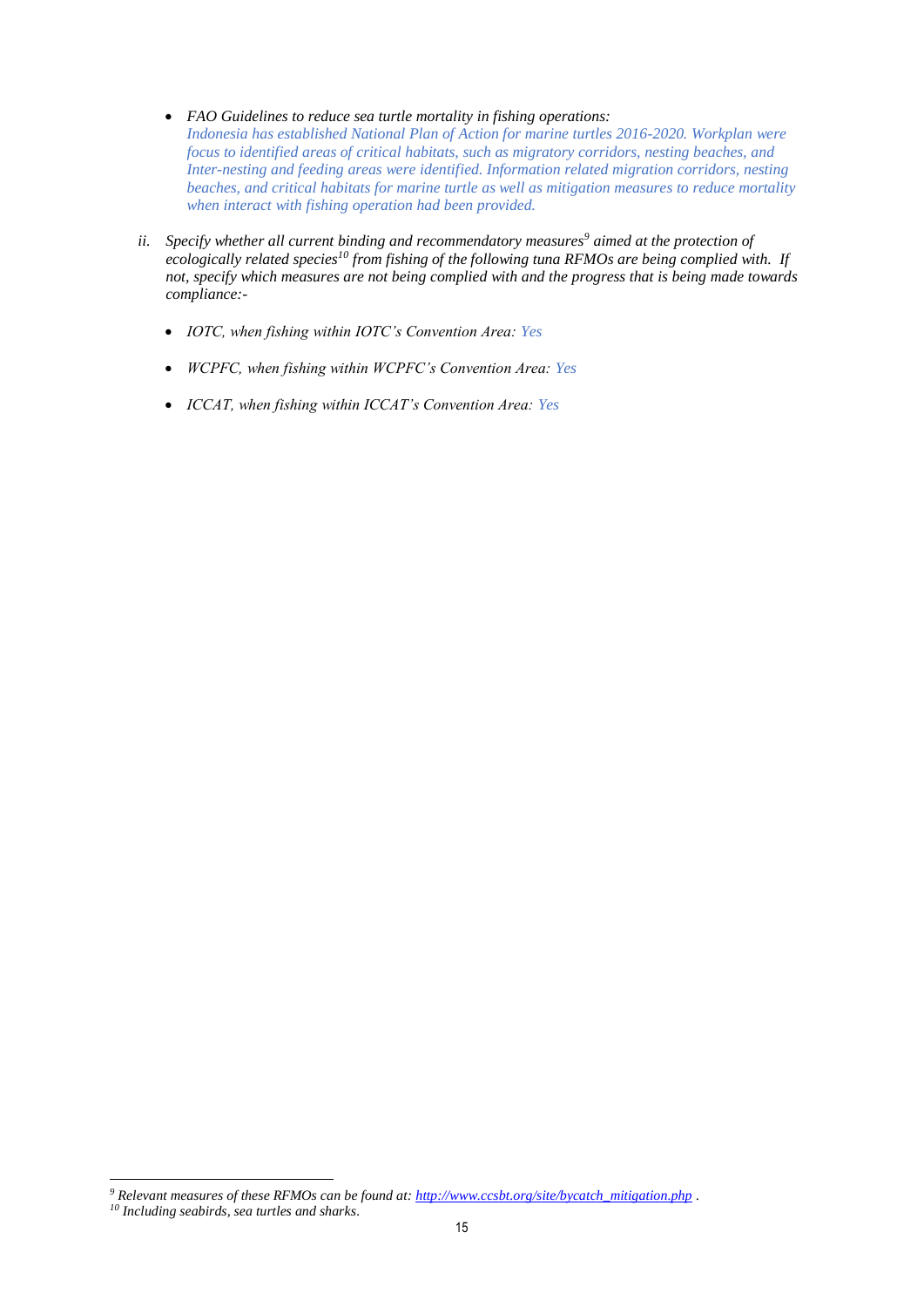- *FAO Guidelines to reduce sea turtle mortality in fishing operations:*
  *Indonesia has established National Plan of Action for marine turtles 2016-2020. Workplan were focus to identified areas of critical habitats, such as migratory corridors, nesting beaches, and Inter-nesting and feeding areas were identified. Information related migration corridors, nesting beaches, and critical habitats for marine turtle as well as mitigation measures to reduce mortality when interact with fishing operation had been provided.*

ii. *Specify whether all current binding and recommendatory measures[9] aimed at the protection of ecologically related species[10] from fishing of the following tuna RFMOs are being complied with. If not, specify which measures are not being complied with and the progress that is being made towards compliance:-*

- *IOTC, when fishing within IOTC's Convention Area: Yes*
- *WCPFC, when fishing within WCPFC's Convention Area: Yes*
- *ICCAT, when fishing within ICCAT's Convention Area: Yes*

---

[9] *Relevant measures of these RFMOs can be found at: [http://www.ccsbt.org/site/bycatch_mitigation.php](http://www.ccsbt.org/site/bycatch_mitigation.php) .*

[10] *Including seabirds, sea turtles and sharks.*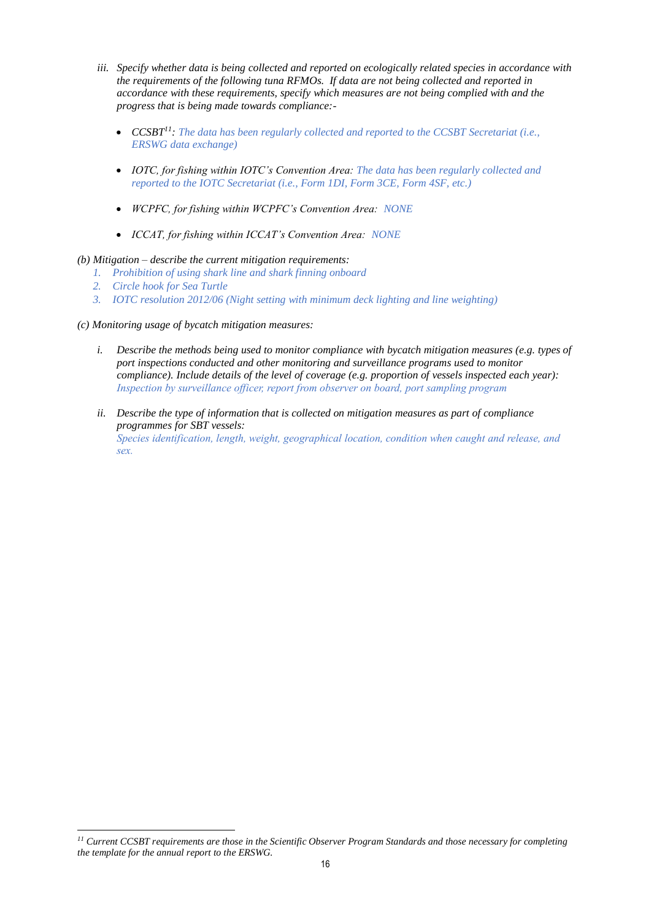iii. *Specify whether data is being collected and reported on ecologically related species in accordance with the requirements of the following tuna RFMOs. If data are not being collected and reported in accordance with these requirements, specify which measures are not being complied with and the progress that is being made towards compliance:-*

- *CCSBT*[11]*:* The data has been regularly collected and reported to the CCSBT Secretariat (i.e., ERSWG data exchange)
- *IOTC, for fishing within IOTC's Convention Area:* The data has been regularly collected and reported to the IOTC Secretariat (i.e., Form 1DI, Form 3CE, Form 4SF, etc.)
- *WCPFC, for fishing within WCPFC's Convention Area:* NONE
- *ICCAT, for fishing within ICCAT's Convention Area:* NONE

*(b) Mitigation – describe the current mitigation requirements:*

1. Prohibition of using shark line and shark finning onboard
2. Circle hook for Sea Turtle
3. IOTC resolution 2012/06 (Night setting with minimum deck lighting and line weighting)

*(c) Monitoring usage of bycatch mitigation measures:*

i. *Describe the methods being used to monitor compliance with bycatch mitigation measures (e.g. types of port inspections conducted and other monitoring and surveillance programs used to monitor compliance). Include details of the level of coverage (e.g. proportion of vessels inspected each year):* Inspection by surveillance officer, report from observer on board, port sampling program

ii. *Describe the type of information that is collected on mitigation measures as part of compliance programmes for SBT vessels:*
Species identification, length, weight, geographical location, condition when caught and release, and sex.

---

[11] *Current CCSBT requirements are those in the Scientific Observer Program Standards and those necessary for completing the template for the annual report to the ERSWG.*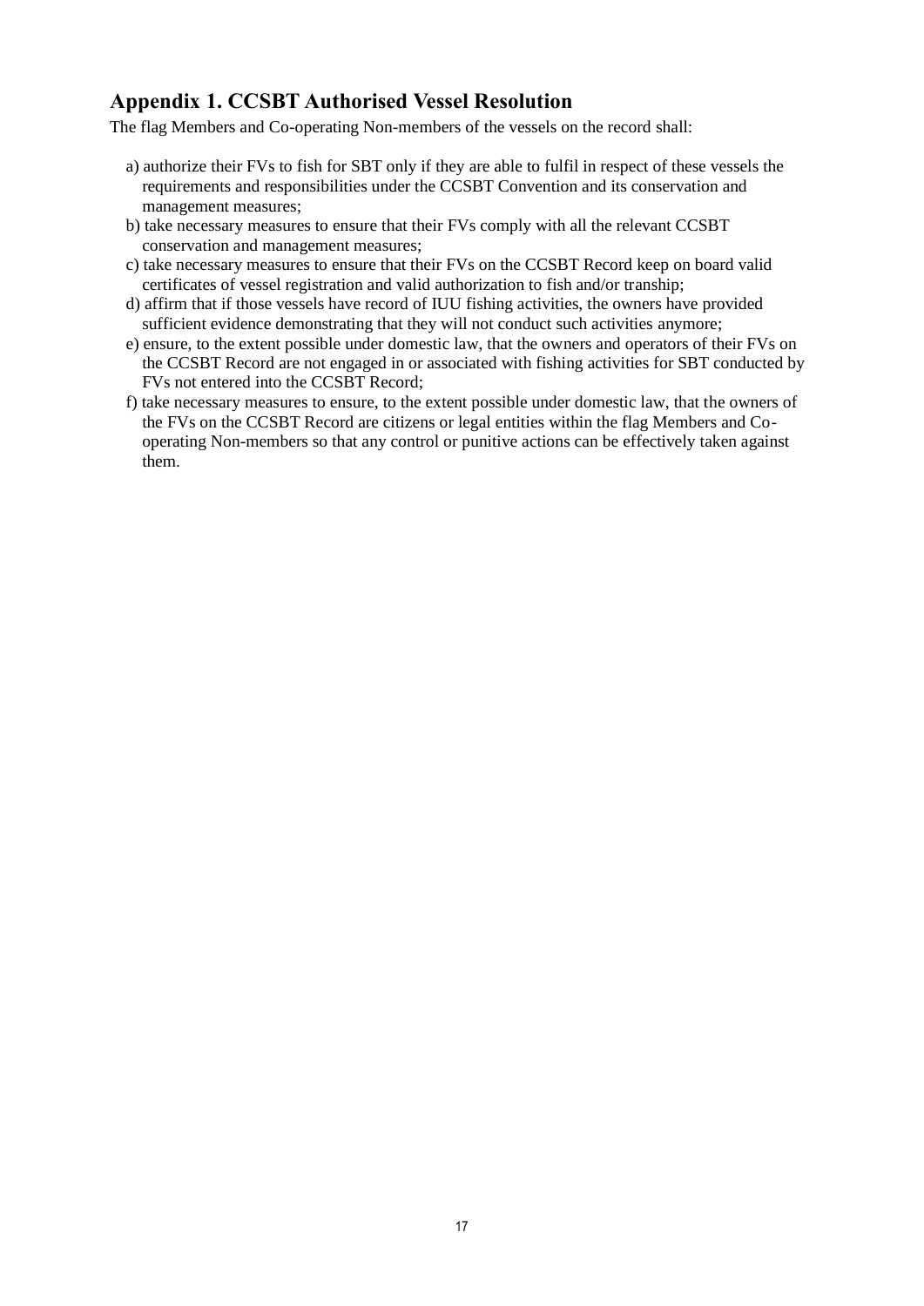## Appendix 1. CCSBT Authorised Vessel Resolution

The flag Members and Co-operating Non-members of the vessels on the record shall:

a) authorize their FVs to fish for SBT only if they are able to fulfil in respect of these vessels the requirements and responsibilities under the CCSBT Convention and its conservation and management measures;

b) take necessary measures to ensure that their FVs comply with all the relevant CCSBT conservation and management measures;

c) take necessary measures to ensure that their FVs on the CCSBT Record keep on board valid certificates of vessel registration and valid authorization to fish and/or tranship;

d) affirm that if those vessels have record of IUU fishing activities, the owners have provided sufficient evidence demonstrating that they will not conduct such activities anymore;

e) ensure, to the extent possible under domestic law, that the owners and operators of their FVs on the CCSBT Record are not engaged in or associated with fishing activities for SBT conducted by FVs not entered into the CCSBT Record;

f) take necessary measures to ensure, to the extent possible under domestic law, that the owners of the FVs on the CCSBT Record are citizens or legal entities within the flag Members and Co-operating Non-members so that any control or punitive actions can be effectively taken against them.